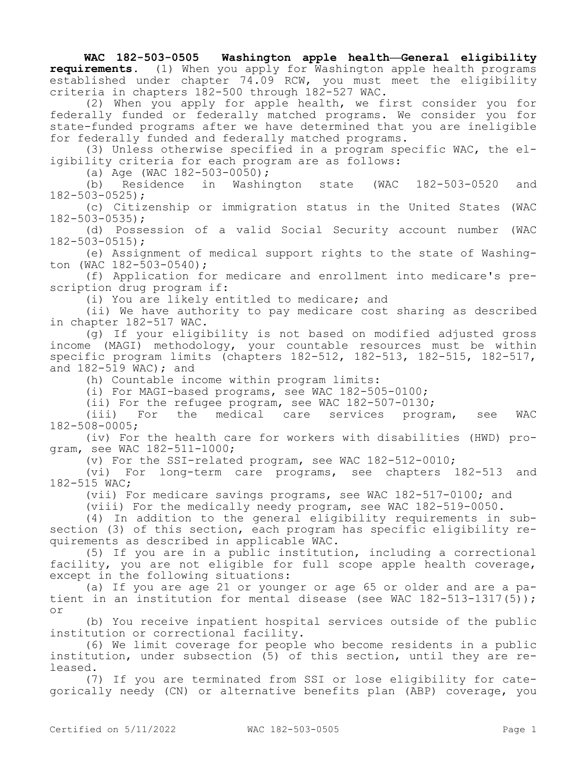**WAC 182-503-0505 Washington apple health—General eligibility requirements.** (1) When you apply for Washington apple health programs established under chapter 74.09 RCW, you must meet the eligibility criteria in chapters 182-500 through 182-527 WAC.

(2) When you apply for apple health, we first consider you for federally funded or federally matched programs. We consider you for state-funded programs after we have determined that you are ineligible for federally funded and federally matched programs.

(3) Unless otherwise specified in a program specific WAC, the eligibility criteria for each program are as follows:

(a) Age (WAC 182-503-0050);

(b) Residence in Washington state (WAC 182-503-0520 and 182-503-0525);

(c) Citizenship or immigration status in the United States (WAC 182-503-0535);

(d) Possession of a valid Social Security account number (WAC 182-503-0515);

(e) Assignment of medical support rights to the state of Washington (WAC 182-503-0540);

(f) Application for medicare and enrollment into medicare's prescription drug program if:

(i) You are likely entitled to medicare; and

(ii) We have authority to pay medicare cost sharing as described in chapter 182-517 WAC.

(g) If your eligibility is not based on modified adjusted gross income (MAGI) methodology, your countable resources must be within specific program limits (chapters 182-512, 182-513, 182-515, 182-517, and 182-519 WAC); and

(h) Countable income within program limits:

(i) For MAGI-based programs, see WAC 182-505-0100;

(ii) For the refugee program, see WAC 182-507-0130;

(iii) For the medical care services program, see WAC 182-508-0005;

(iv) For the health care for workers with disabilities (HWD) program, see WAC 182-511-1000;

(v) For the SSI-related program, see WAC 182-512-0010;

(vi) For long-term care programs, see chapters 182-513 and 182-515 WAC;

(vii) For medicare savings programs, see WAC 182-517-0100; and

(viii) For the medically needy program, see WAC 182-519-0050.

(4) In addition to the general eligibility requirements in subsection (3) of this section, each program has specific eligibility requirements as described in applicable WAC.

(5) If you are in a public institution, including a correctional facility, you are not eligible for full scope apple health coverage, except in the following situations:

(a) If you are age 21 or younger or age 65 or older and are a patient in an institution for mental disease (see WAC 182-513-1317(5)); or

(b) You receive inpatient hospital services outside of the public institution or correctional facility.

(6) We limit coverage for people who become residents in a public institution, under subsection (5) of this section, until they are released.

(7) If you are terminated from SSI or lose eligibility for categorically needy (CN) or alternative benefits plan (ABP) coverage, you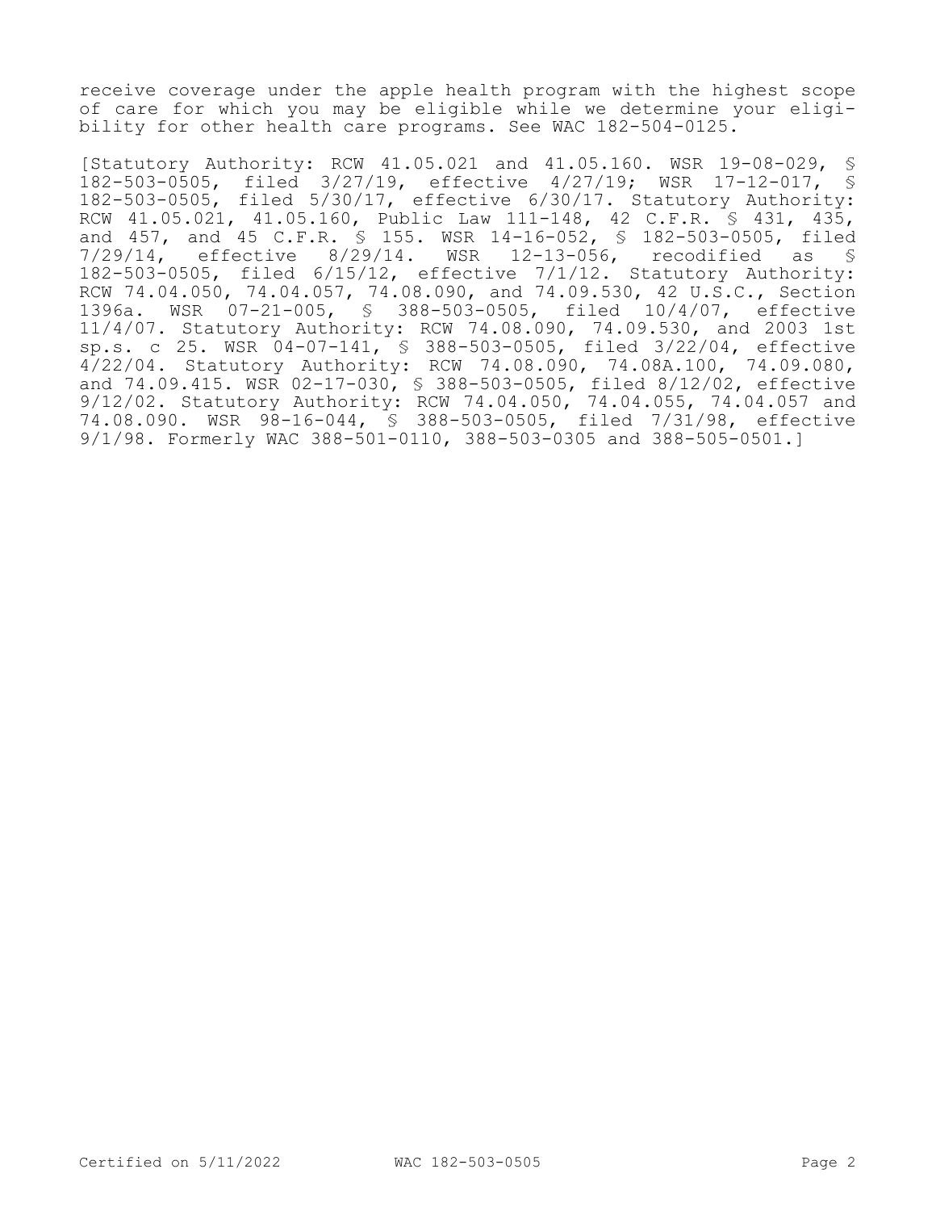receive coverage under the apple health program with the highest scope of care for which you may be eligible while we determine your eligibility for other health care programs. See WAC 182-504-0125.

[Statutory Authority: RCW 41.05.021 and 41.05.160. WSR 19-08-029, § 182-503-0505, filed 3/27/19, effective 4/27/19; WSR 17-12-017, § 182-503-0505, filed 5/30/17, effective 6/30/17. Statutory Authority: RCW 41.05.021, 41.05.160, Public Law 111-148, 42 C.F.R. § 431, 435, and 457, and 45 C.F.R. § 155. WSR 14-16-052, § 182-503-0505, filed 7/29/14, effective 8/29/14. WSR 12-13-056, recodified as § 182-503-0505, filed 6/15/12, effective 7/1/12. Statutory Authority: RCW 74.04.050, 74.04.057, 74.08.090, and 74.09.530, 42 U.S.C., Section 1396a. WSR 07-21-005, § 388-503-0505, filed 10/4/07, effective 11/4/07. Statutory Authority: RCW 74.08.090, 74.09.530, and 2003 1st sp.s. c 25. WSR 04-07-141, § 388-503-0505, filed 3/22/04, effective 4/22/04. Statutory Authority: RCW 74.08.090, 74.08A.100, 74.09.080, and 74.09.415. WSR 02-17-030, § 388-503-0505, filed 8/12/02, effective 9/12/02. Statutory Authority: RCW 74.04.050, 74.04.055, 74.04.057 and 74.08.090. WSR 98-16-044, § 388-503-0505, filed 7/31/98, effective 9/1/98. Formerly WAC 388-501-0110, 388-503-0305 and 388-505-0501.]